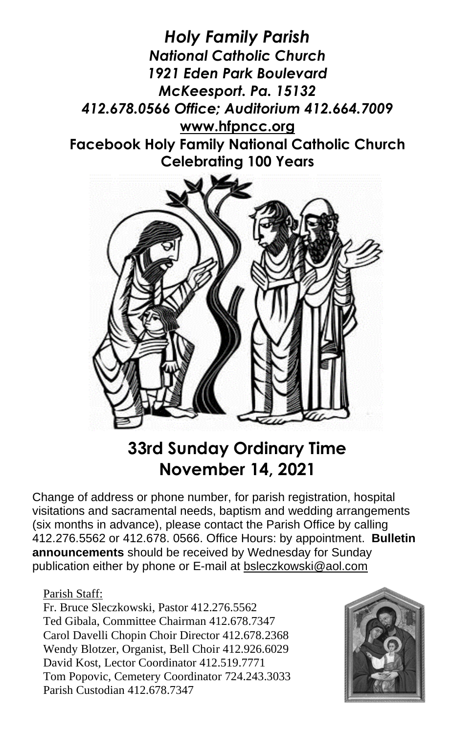# *Holy Family Parish*

***National Catholic Church***
***1921 Eden Park Boulevard***
***McKeesport. Pa. 15132***
***412.678.0566 Office; Auditorium 412.664.7009***
**www.hfpncc.org**
**Facebook Holy Family National Catholic Church**
**Celebrating 100 Years**

## 33rd Sunday Ordinary Time
## November 14, 2021

Change of address or phone number, for parish registration, hospital visitations and sacramental needs, baptism and wedding arrangements (six months in advance), please contact the Parish Office by calling 412.276.5562 or 412.678. 0566. Office Hours: by appointment. **Bulletin announcements** should be received by Wednesday for Sunday publication either by phone or E-mail at bsleczkowski@aol.com

Parish Staff:
Fr. Bruce Sleczkowski, Pastor 412.276.5562
Ted Gibala, Committee Chairman 412.678.7347
Carol Davelli Chopin Choir Director 412.678.2368
Wendy Blotzer, Organist, Bell Choir 412.926.6029
David Kost, Lector Coordinator 412.519.7771
Tom Popovic, Cemetery Coordinator 724.243.3033
Parish Custodian 412.678.7347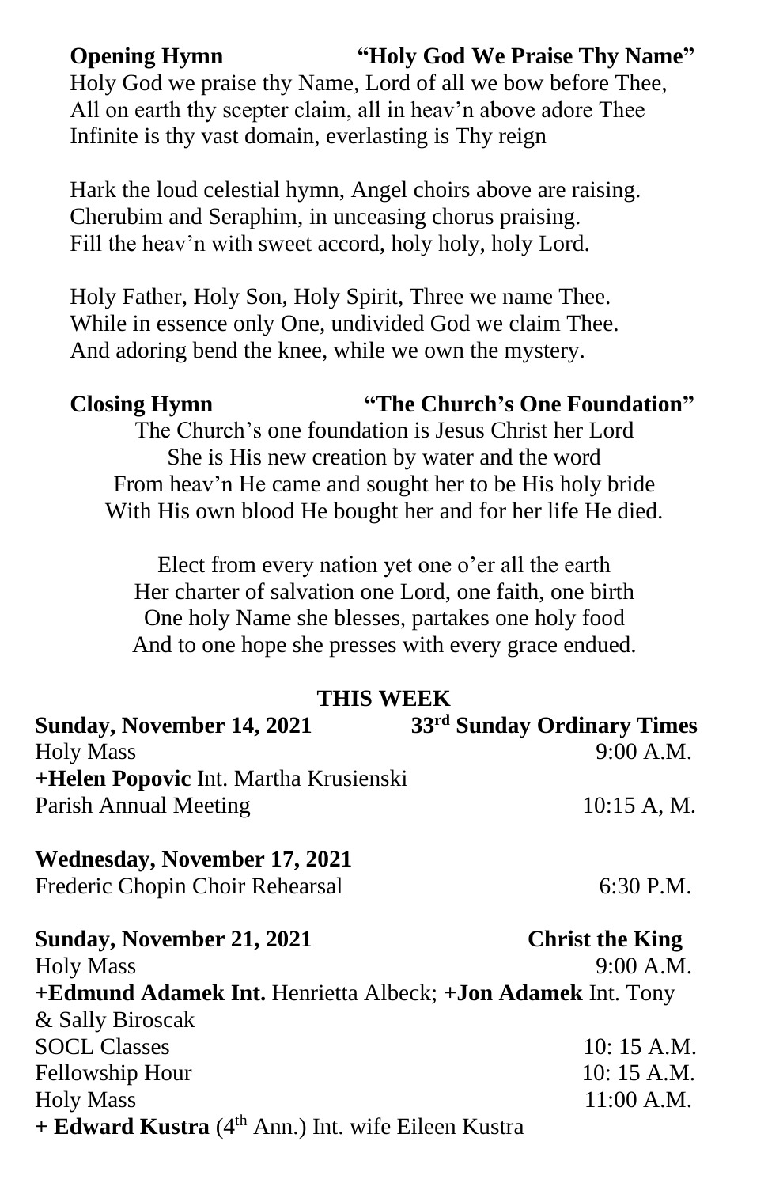**Opening Hymn** **"Holy God We Praise Thy Name"**

Holy God we praise thy Name, Lord of all we bow before Thee,
All on earth thy scepter claim, all in heav'n above adore Thee
Infinite is thy vast domain, everlasting is Thy reign

Hark the loud celestial hymn, Angel choirs above are raising.
Cherubim and Seraphim, in unceasing chorus praising.
Fill the heav'n with sweet accord, holy holy, holy Lord.

Holy Father, Holy Son, Holy Spirit, Three we name Thee.
While in essence only One, undivided God we claim Thee.
And adoring bend the knee, while we own the mystery.

**Closing Hymn** **"The Church's One Foundation"**

The Church's one foundation is Jesus Christ her Lord
She is His new creation by water and the word
From heav'n He came and sought her to be His holy bride
With His own blood He bought her and for her life He died.

Elect from every nation yet one o'er all the earth
Her charter of salvation one Lord, one faith, one birth
One holy Name she blesses, partakes one holy food
And to one hope she presses with every grace endued.

## THIS WEEK

**Sunday, November 14, 2021** **33rd Sunday Ordinary Times**

Holy Mass 9:00 A.M.
**+Helen Popovic** Int. Martha Krusienski
Parish Annual Meeting 10:15 A, M.

**Wednesday, November 17, 2021**

Frederic Chopin Choir Rehearsal 6:30 P.M.

**Sunday, November 21, 2021** **Christ the King**

Holy Mass 9:00 A.M.
**+Edmund Adamek Int.** Henrietta Albeck; **+Jon Adamek** Int. Tony & Sally Biroscak
SOCL Classes 10: 15 A.M.
Fellowship Hour 10: 15 A.M.
Holy Mass 11:00 A.M.
**+ Edward Kustra** (4th Ann.) Int. wife Eileen Kustra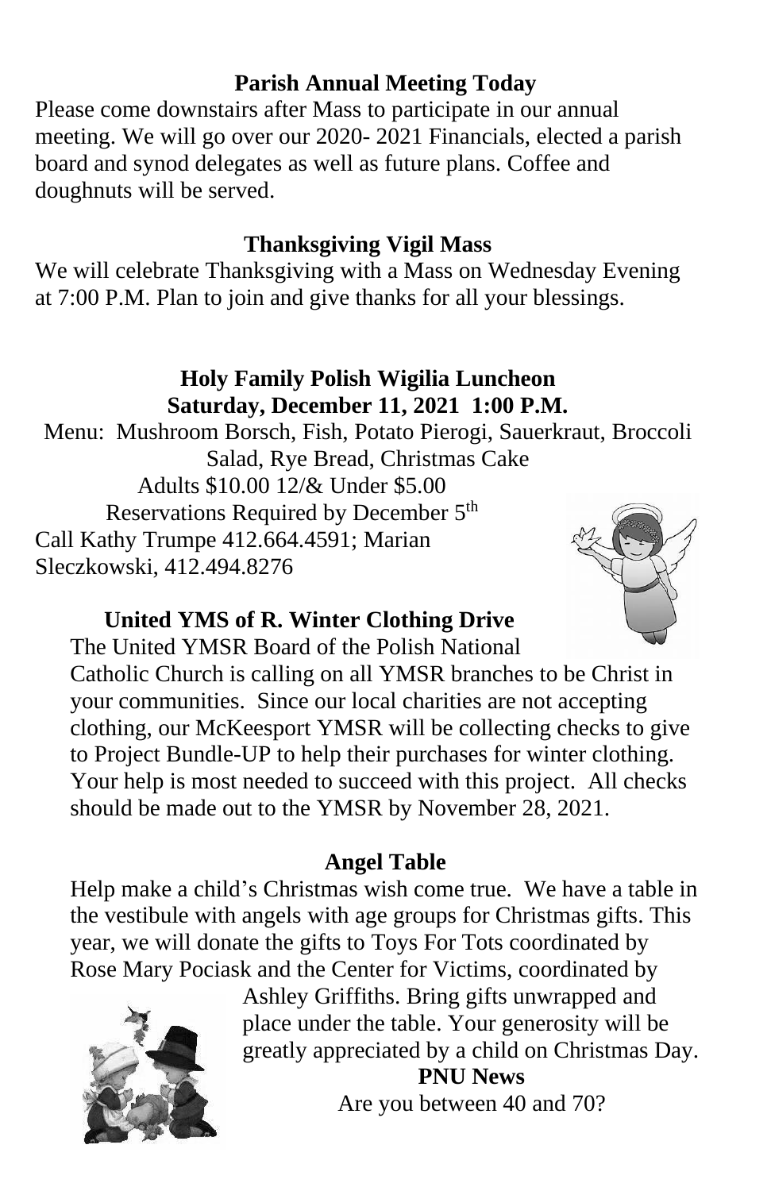**Parish Annual Meeting Today**

Please come downstairs after Mass to participate in our annual meeting. We will go over our 2020- 2021 Financials, elected a parish board and synod delegates as well as future plans. Coffee and doughnuts will be served.

**Thanksgiving Vigil Mass**

We will celebrate Thanksgiving with a Mass on Wednesday Evening at 7:00 P.M. Plan to join and give thanks for all your blessings.

**Holy Family Polish Wigilia Luncheon**
**Saturday, December 11, 2021 1:00 P.M.**

Menu: Mushroom Borsch, Fish, Potato Pierogi, Sauerkraut, Broccoli Salad, Rye Bread, Christmas Cake

Adults $10.00 12/& Under $5.00

Reservations Required by December 5th

Call Kathy Trumpe 412.664.4591; Marian Sleczkowski, 412.494.8276

**United YMS of R. Winter Clothing Drive**

The United YMSR Board of the Polish National Catholic Church is calling on all YMSR branches to be Christ in your communities. Since our local charities are not accepting clothing, our McKeesport YMSR will be collecting checks to give to Project Bundle-UP to help their purchases for winter clothing. Your help is most needed to succeed with this project. All checks should be made out to the YMSR by November 28, 2021.

**Angel Table**

Help make a child's Christmas wish come true. We have a table in the vestibule with angels with age groups for Christmas gifts. This year, we will donate the gifts to Toys For Tots coordinated by Rose Mary Pociask and the Center for Victims, coordinated by Ashley Griffiths. Bring gifts unwrapped and place under the table. Your generosity will be greatly appreciated by a child on Christmas Day.

**PNU News**

Are you between 40 and 70?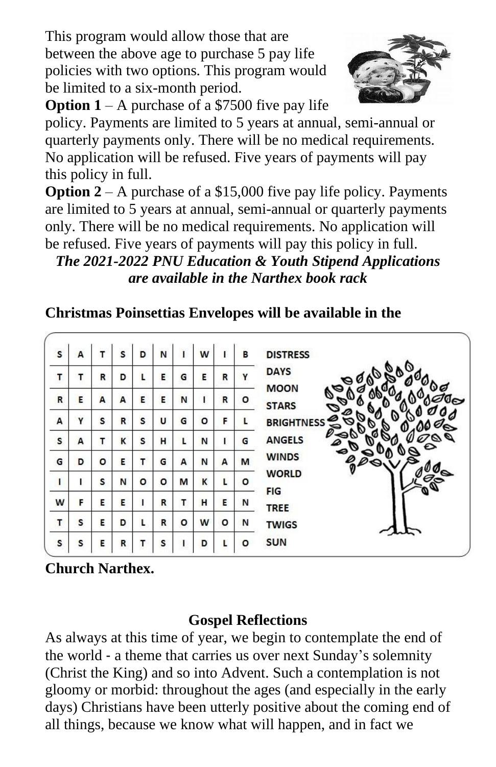This program would allow those that are between the above age to purchase 5 pay life policies with two options. This program would be limited to a six-month period.

**Option 1** – A purchase of a $7500 five pay life policy. Payments are limited to 5 years at annual, semi-annual or quarterly payments only. There will be no medical requirements. No application will be refused. Five years of payments will pay this policy in full.

**Option 2** – A purchase of a $15,000 five pay life policy. Payments are limited to 5 years at annual, semi-annual or quarterly payments only. There will be no medical requirements. No application will be refused. Five years of payments will pay this policy in full.

***The 2021-2022 PNU Education & Youth Stipend Applications are available in the Narthex book rack***

**Christmas Poinsettias Envelopes will be available in the Church Narthex.**

| S | A | T | S | D | N | I | W | I | B |
|---|---|---|---|---|---|---|---|---|---|
| T | T | R | D | L | E | G | E | R | Y |
| R | E | A | A | E | E | N | I | R | O |
| A | Y | S | R | S | U | G | O | F | L |
| S | A | T | K | S | H | L | N | I | G |
| G | D | O | E | T | G | A | N | A | M |
| I | I | S | N | O | O | M | K | L | O |
| W | F | E | E | I | R | T | H | E | N |
| T | S | E | D | L | R | O | W | O | N |
| S | S | E | R | T | S | I | D | L | O |

DISTRESS
DAYS
MOON
STARS
BRIGHTNESS
ANGELS
WINDS
WORLD
FIG
TREE
TWIGS
SUN

## Gospel Reflections

As always at this time of year, we begin to contemplate the end of the world - a theme that carries us over next Sunday's solemnity (Christ the King) and so into Advent. Such a contemplation is not gloomy or morbid: throughout the ages (and especially in the early days) Christians have been utterly positive about the coming end of all things, because we know what will happen, and in fact we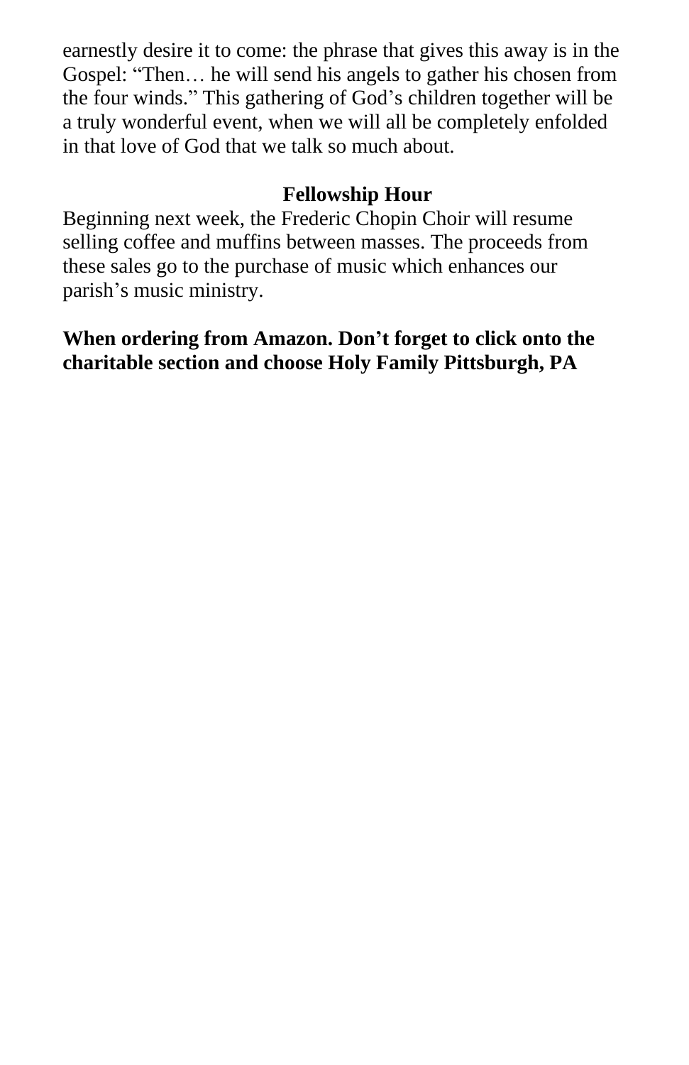earnestly desire it to come: the phrase that gives this away is in the Gospel: "Then… he will send his angels to gather his chosen from the four winds." This gathering of God's children together will be a truly wonderful event, when we will all be completely enfolded in that love of God that we talk so much about.

## Fellowship Hour

Beginning next week, the Frederic Chopin Choir will resume selling coffee and muffins between masses. The proceeds from these sales go to the purchase of music which enhances our parish's music ministry.

**When ordering from Amazon. Don't forget to click onto the charitable section and choose Holy Family Pittsburgh, PA**